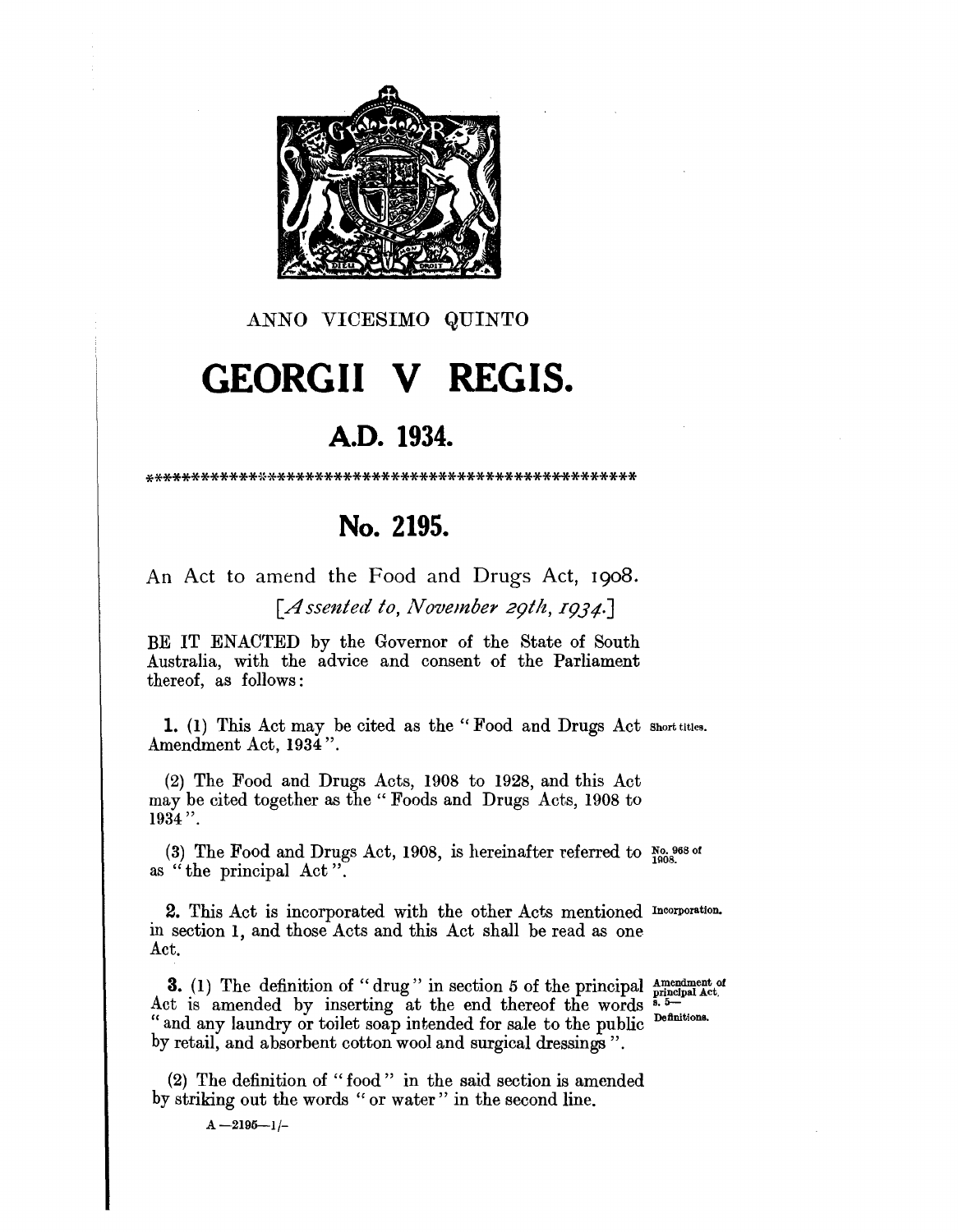ANNO VICESIMO QUINTO

# GEORGII V REGIS.

## A.D. 1934.

\*\*\*\*\*\*\*\*\*\*\*\*\*\*\*\*\*\*\*\*\*\*\*\*\*\*\*\*\*\*\*\*\*\*\*\*\*\*\*\*\*\*\*\*\*\*\*\*\*\*\*\*\*\*

## No. 2195.

An Act to amend the Food and Drugs Act, 1908.

*[Assented to, November 29th, 1934.]*

BE IT ENACTED by the Governor of the State of South Australia, with the advice and consent of the Parliament thereof, as follows:

**1.** (1) This Act may be cited as the "Food and Drugs Act Amendment Act, 1934". *Short titles.*

(2) The Food and Drugs Acts, 1908 to 1928, and this Act may be cited together as the "Foods and Drugs Acts, 1908 to 1934".

(3) The Food and Drugs Act, 1908, is hereinafter referred to as "the principal Act". *No. 968 of 1908.*

**2.** This Act is incorporated with the other Acts mentioned in section 1, and those Acts and this Act shall be read as one Act. *Incorporation.*

**3.** (1) The definition of "drug" in section 5 of the principal Act is amended by inserting at the end thereof the words "and any laundry or toilet soap intended for sale to the public by retail, and absorbent cotton wool and surgical dressings". *Amendment of principal Act, s. 5—Definitions.*

(2) The definition of "food" in the said section is amended by striking out the words "or water" in the second line.

A—2195—1/-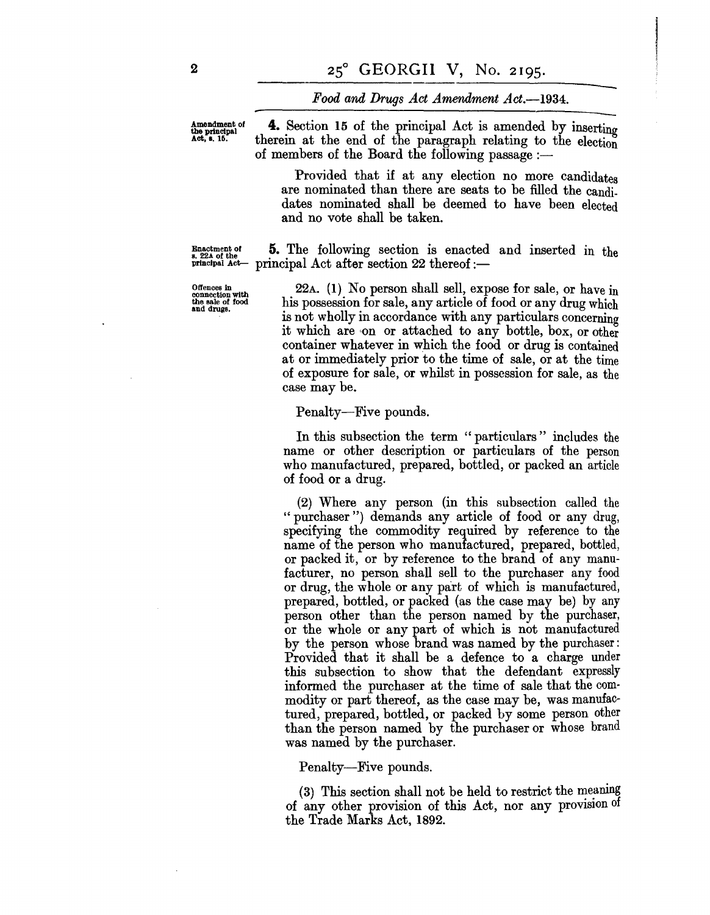*Food and Drugs Act Amendment Act.—1934.*

Amendment of the principal Act, s. 15.

**4.** Section 15 of the principal Act is amended by inserting therein at the end of the paragraph relating to the election of members of the Board the following passage :—

> Provided that if at any election no more candidates are nominated than there are seats to be filled the candidates nominated shall be deemed to have been elected and no vote shall be taken.

Enactment of s. 22A of the principal Act—

**5.** The following section is enacted and inserted in the principal Act after section 22 thereof :—

Offences in connection with the sale of food and drugs.

> 22A. (1) No person shall sell, expose for sale, or have in his possession for sale, any article of food or any drug which is not wholly in accordance with any particulars concerning it which are on or attached to any bottle, box, or other container whatever in which the food or drug is contained at or immediately prior to the time of sale, or at the time of exposure for sale, or whilst in possession for sale, as the case may be.
>
> Penalty—Five pounds.
>
> In this subsection the term "particulars" includes the name or other description or particulars of the person who manufactured, prepared, bottled, or packed an article of food or a drug.
>
> (2) Where any person (in this subsection called the "purchaser") demands any article of food or any drug, specifying the commodity required by reference to the name of the person who manufactured, prepared, bottled, or packed it, or by reference to the brand of any manufacturer, no person shall sell to the purchaser any food or drug, the whole or any part of which is manufactured, prepared, bottled, or packed (as the case may be) by any person other than the person named by the purchaser, or the whole or any part of which is not manufactured by the person whose brand was named by the purchaser: Provided that it shall be a defence to a charge under this subsection to show that the defendant expressly informed the purchaser at the time of sale that the commodity or part thereof, as the case may be, was manufactured, prepared, bottled, or packed by some person other than the person named by the purchaser or whose brand was named by the purchaser.
>
> Penalty—Five pounds.
>
> (3) This section shall not be held to restrict the meaning of any other provision of this Act, nor any provision of the Trade Marks Act, 1892.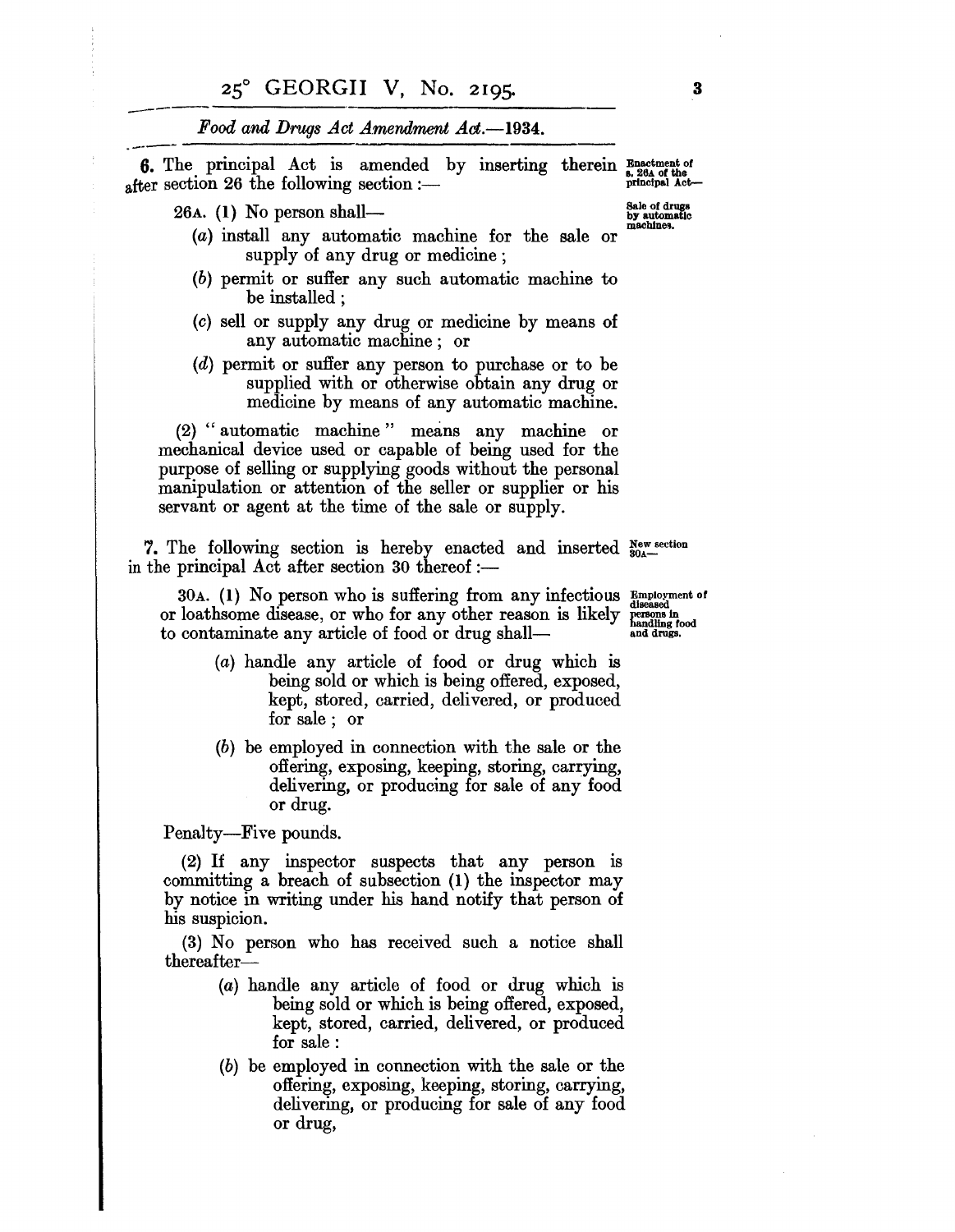**6.** The principal Act is amended by inserting therein after section 26 the following section :—

*Enactment of s. 26A of the principal Act—*

26A. (1) No person shall—

*Sale of drugs by automatic machines.*

- (*a*) install any automatic machine for the sale or supply of any drug or medicine ;
- (*b*) permit or suffer any such automatic machine to be installed ;
- (*c*) sell or supply any drug or medicine by means of any automatic machine ; or
- (*d*) permit or suffer any person to purchase or to be supplied with or otherwise obtain any drug or medicine by means of any automatic machine.

(2) " automatic machine " means any machine or mechanical device used or capable of being used for the purpose of selling or supplying goods without the personal manipulation or attention of the seller or supplier or his servant or agent at the time of the sale or supply.

**7.** The following section is hereby enacted and inserted in the principal Act after section 30 thereof :—

*New section 30A—*

30A. (1) No person who is suffering from any infectious or loathsome disease, or who for any other reason is likely to contaminate any article of food or drug shall—

*Employment of diseased persons in handling food and drugs.*

- (*a*) handle any article of food or drug which is being sold or which is being offered, exposed, kept, stored, carried, delivered, or produced for sale ; or
- (*b*) be employed in connection with the sale or the offering, exposing, keeping, storing, carrying, delivering, or producing for sale of any food or drug.

Penalty—Five pounds.

(2) If any inspector suspects that any person is committing a breach of subsection (1) the inspector may by notice in writing under his hand notify that person of his suspicion.

(3) No person who has received such a notice shall thereafter—

- (*a*) handle any article of food or drug which is being sold or which is being offered, exposed, kept, stored, carried, delivered, or produced for sale :
- (*b*) be employed in connection with the sale or the offering, exposing, keeping, storing, carrying, delivering, or producing for sale of any food or drug,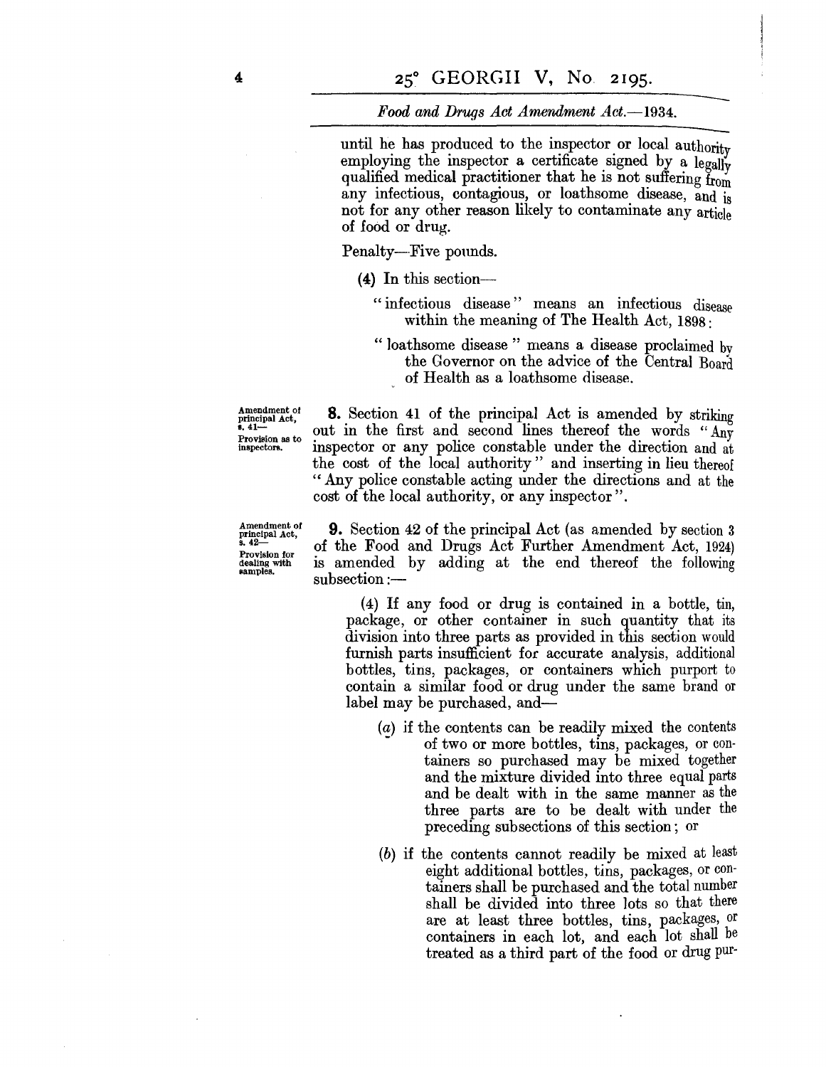until he has produced to the inspector or local authority employing the inspector a certificate signed by a legally qualified medical practitioner that he is not suffering from any infectious, contagious, or loathsome disease, and is not for any other reason likely to contaminate any article of food or drug.

Penalty—Five pounds.

(4) In this section—

"infectious disease" means an infectious disease within the meaning of The Health Act, 1898;

"loathsome disease" means a disease proclaimed by the Governor on the advice of the Central Board of Health as a loathsome disease.

*Amendment of principal Act, s. 41—Provision as to inspectors.*

**8.** Section 41 of the principal Act is amended by striking out in the first and second lines thereof the words "Any inspector or any police constable under the direction and at the cost of the local authority" and inserting in lieu thereof "Any police constable acting under the directions and at the cost of the local authority, or any inspector".

*Amendment of principal Act, s. 42—Provision for dealing with samples.*

**9.** Section 42 of the principal Act (as amended by section 3 of the Food and Drugs Act Further Amendment Act, 1924) is amended by adding at the end thereof the following subsection:—

(4) If any food or drug is contained in a bottle, tin, package, or other container in such quantity that its division into three parts as provided in this section would furnish parts insufficient for accurate analysis, additional bottles, tins, packages, or containers which purport to contain a similar food or drug under the same brand or label may be purchased, and—

(*a*) if the contents can be readily mixed the contents of two or more bottles, tins, packages, or containers so purchased may be mixed together and the mixture divided into three equal parts and be dealt with in the same manner as the three parts are to be dealt with under the preceding subsections of this section; or

(*b*) if the contents cannot readily be mixed at least eight additional bottles, tins, packages, or containers shall be purchased and the total number shall be divided into three lots so that there are at least three bottles, tins, packages, or containers in each lot, and each lot shall be treated as a third part of the food or drug pur-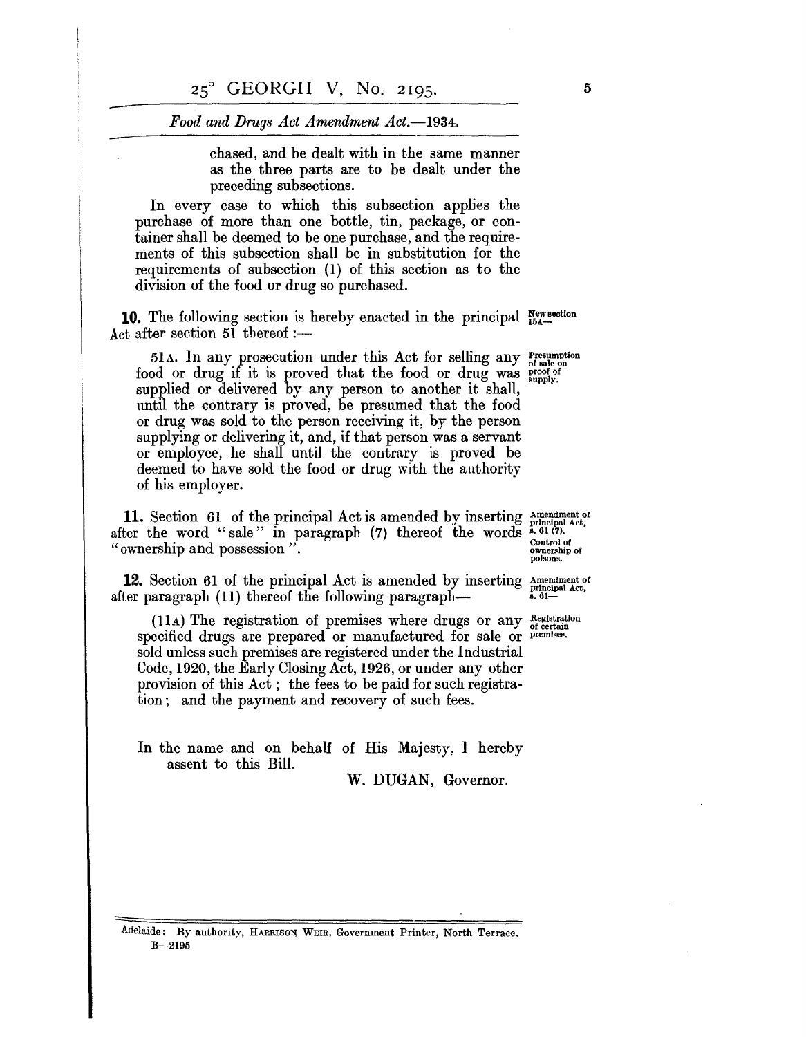chased, and be dealt with in the same manner as the three parts are to be dealt under the preceding subsections.

In every case to which this subsection applies the purchase of more than one bottle, tin, package, or container shall be deemed to be one purchase, and the requirements of this subsection shall be in substitution for the requirements of subsection (1) of this section as to the division of the food or drug so purchased.

New section 15A—

**10.** The following section is hereby enacted in the principal Act after section 51 thereof :—

Presumption of sale on proof of supply.

51A. In any prosecution under this Act for selling any food or drug if it is proved that the food or drug was supplied or delivered by any person to another it shall, until the contrary is proved, be presumed that the food or drug was sold to the person receiving it, by the person supplying or delivering it, and, if that person was a servant or employee, he shall until the contrary is proved be deemed to have sold the food or drug with the authority of his employer.

Amendment of principal Act, s. 61 (7). Control of ownership of poisons.

**11.** Section 61 of the principal Act is amended by inserting after the word "sale" in paragraph (7) thereof the words "ownership and possession".

Amendment of principal Act, s. 61—

**12.** Section 61 of the principal Act is amended by inserting after paragraph (11) thereof the following paragraph—

Registration of certain premises.

(11A) The registration of premises where drugs or any specified drugs are prepared or manufactured for sale or sold unless such premises are registered under the Industrial Code, 1920, the Early Closing Act, 1926, or under any other provision of this Act; the fees to be paid for such registration; and the payment and recovery of such fees.

In the name and on behalf of His Majesty, I hereby assent to this Bill.

W. DUGAN, Governor.

Adelaide: By authority, HARRISON WEIR, Government Printer, North Terrace.
B—2195